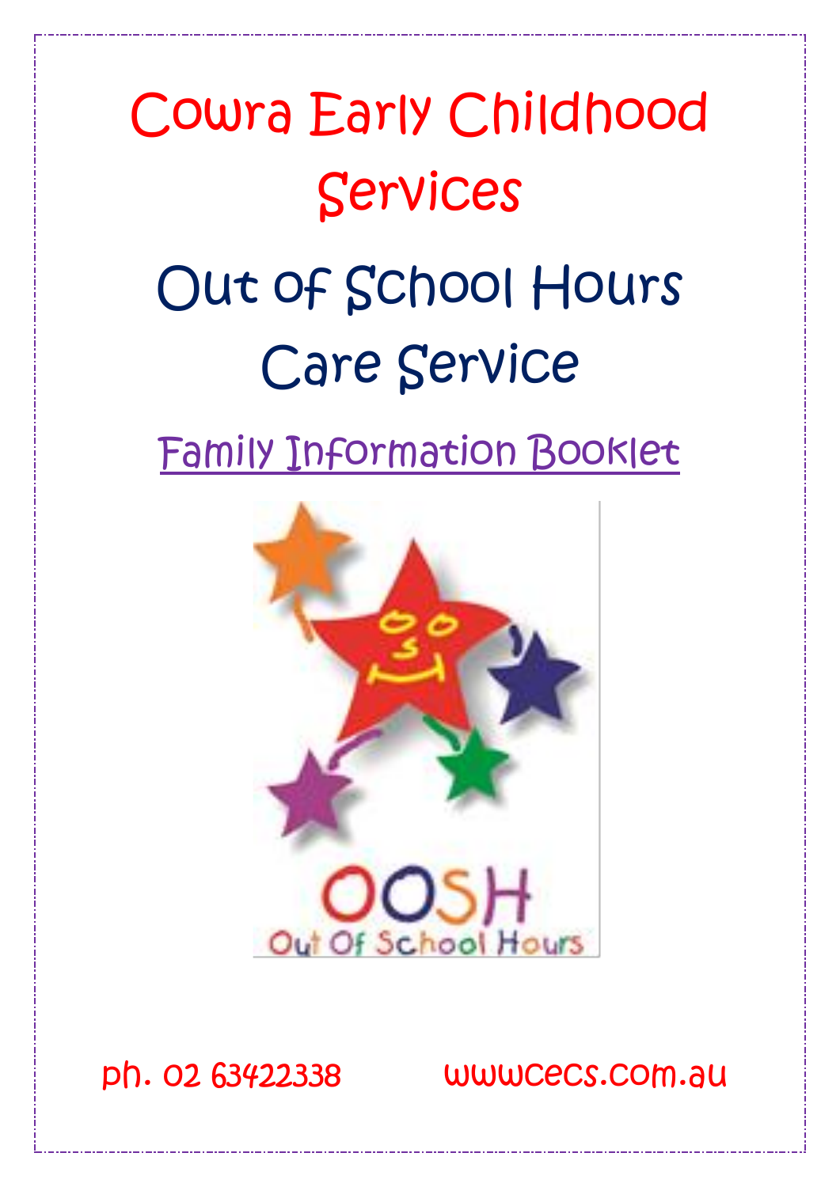# Cowra Early Childhood Services

## Out of School Hours Care Service

Family Information Booklet

ph. 02 63422338        wwwcecs.com.au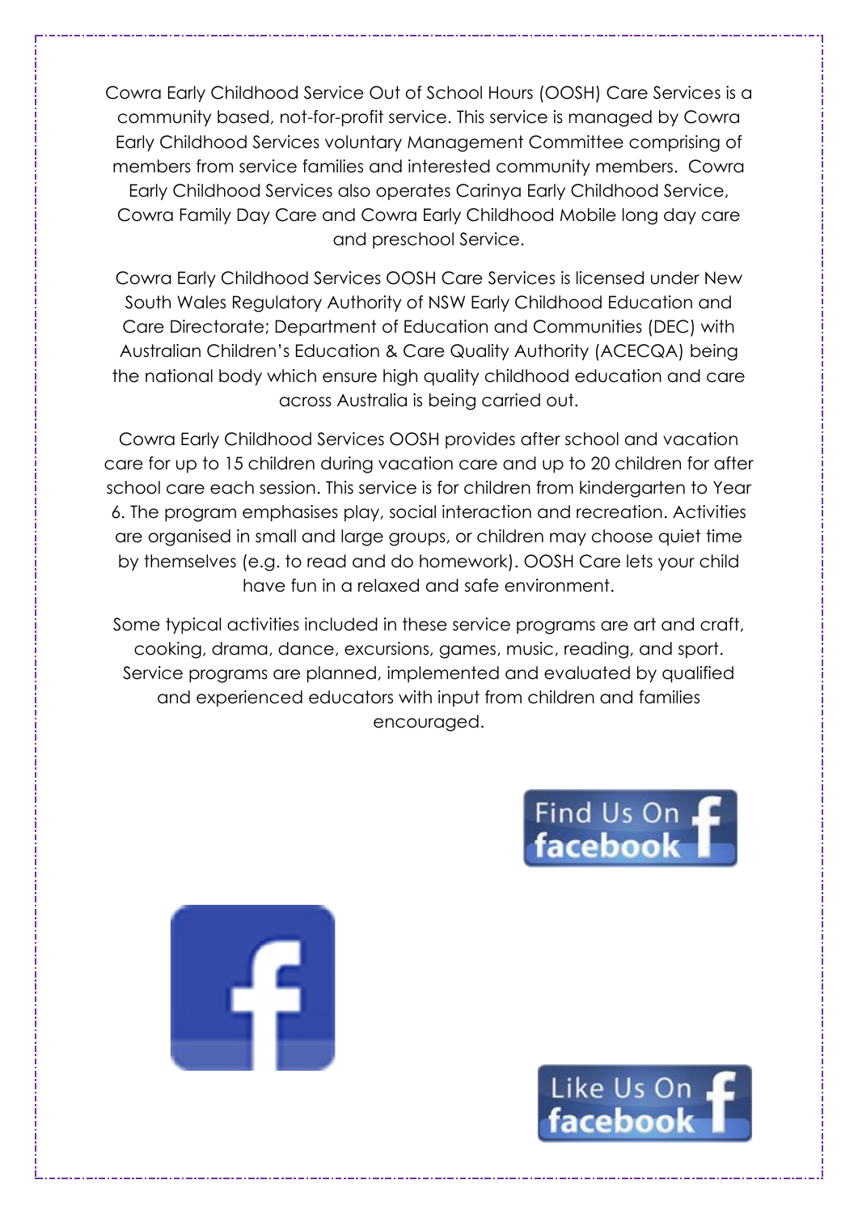Cowra Early Childhood Service Out of School Hours (OOSH) Care Services is a community based, not-for-profit service. This service is managed by Cowra Early Childhood Services voluntary Management Committee comprising of members from service families and interested community members. Cowra Early Childhood Services also operates Carinya Early Childhood Service, Cowra Family Day Care and Cowra Early Childhood Mobile long day care and preschool Service.

Cowra Early Childhood Services OOSH Care Services is licensed under New South Wales Regulatory Authority of NSW Early Childhood Education and Care Directorate; Department of Education and Communities (DEC) with Australian Children's Education & Care Quality Authority (ACECQA) being the national body which ensure high quality childhood education and care across Australia is being carried out.

Cowra Early Childhood Services OOSH provides after school and vacation care for up to 15 children during vacation care and up to 20 children for after school care each session. This service is for children from kindergarten to Year 6. The program emphasises play, social interaction and recreation. Activities are organised in small and large groups, or children may choose quiet time by themselves (e.g. to read and do homework). OOSH Care lets your child have fun in a relaxed and safe environment.

Some typical activities included in these service programs are art and craft, cooking, drama, dance, excursions, games, music, reading, and sport. Service programs are planned, implemented and evaluated by qualified and experienced educators with input from children and families encouraged.

Find Us On facebook

Like Us On facebook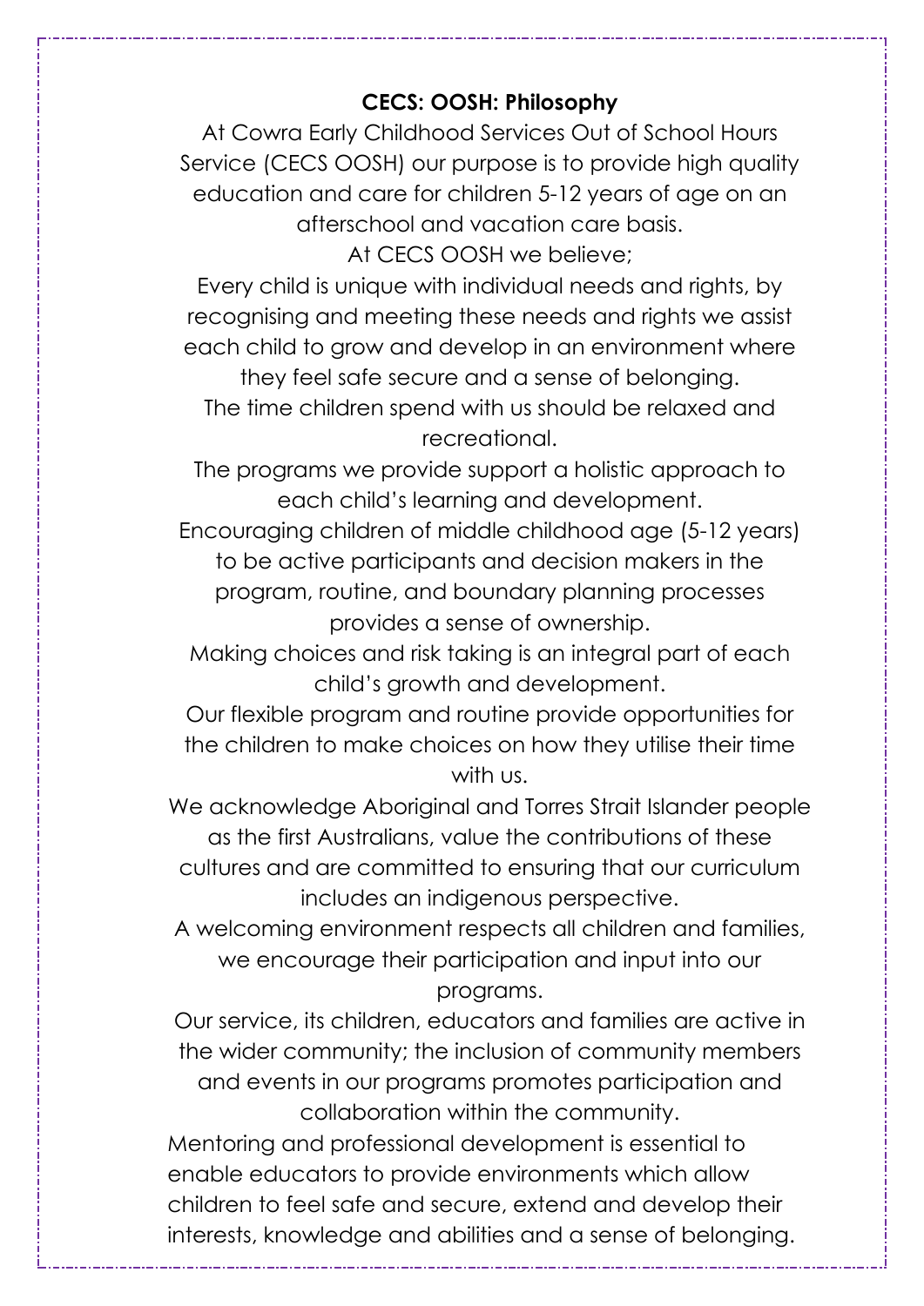# CECS: OOSH: Philosophy

At Cowra Early Childhood Services Out of School Hours Service (CECS OOSH) our purpose is to provide high quality education and care for children 5-12 years of age on an afterschool and vacation care basis.

At CECS OOSH we believe;

Every child is unique with individual needs and rights, by recognising and meeting these needs and rights we assist each child to grow and develop in an environment where they feel safe secure and a sense of belonging.

The time children spend with us should be relaxed and recreational.

The programs we provide support a holistic approach to each child's learning and development.

Encouraging children of middle childhood age (5-12 years) to be active participants and decision makers in the program, routine, and boundary planning processes provides a sense of ownership.

Making choices and risk taking is an integral part of each child's growth and development.

Our flexible program and routine provide opportunities for the children to make choices on how they utilise their time with us.

We acknowledge Aboriginal and Torres Strait Islander people as the first Australians, value the contributions of these cultures and are committed to ensuring that our curriculum includes an indigenous perspective.

A welcoming environment respects all children and families, we encourage their participation and input into our programs.

Our service, its children, educators and families are active in the wider community; the inclusion of community members and events in our programs promotes participation and collaboration within the community.

Mentoring and professional development is essential to enable educators to provide environments which allow children to feel safe and secure, extend and develop their interests, knowledge and abilities and a sense of belonging.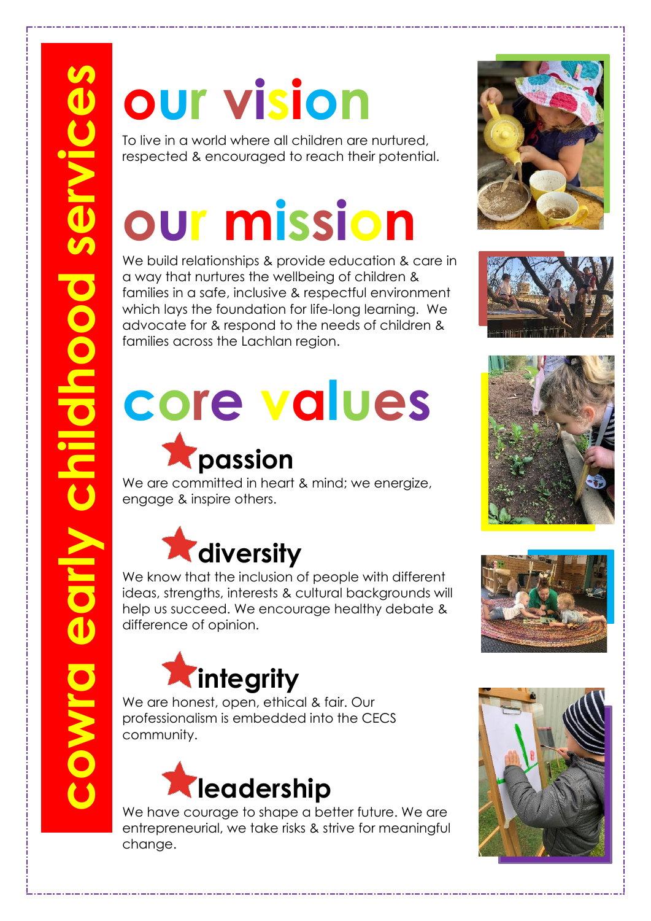# cowra early childhood services

## our vision

To live in a world where all children are nurtured, respected & encouraged to reach their potential.

## our mission

We build relationships & provide education & care in a way that nurtures the wellbeing of children & families in a safe, inclusive & respectful environment which lays the foundation for life-long learning. We advocate for & respond to the needs of children & families across the Lachlan region.

## core values

### passion

We are committed in heart & mind; we energize, engage & inspire others.

### diversity

We know that the inclusion of people with different ideas, strengths, interests & cultural backgrounds will help us succeed. We encourage healthy debate & difference of opinion.

### integrity

We are honest, open, ethical & fair. Our professionalism is embedded into the CECS community.

### leadership

We have courage to shape a better future. We are entrepreneurial, we take risks & strive for meaningful change.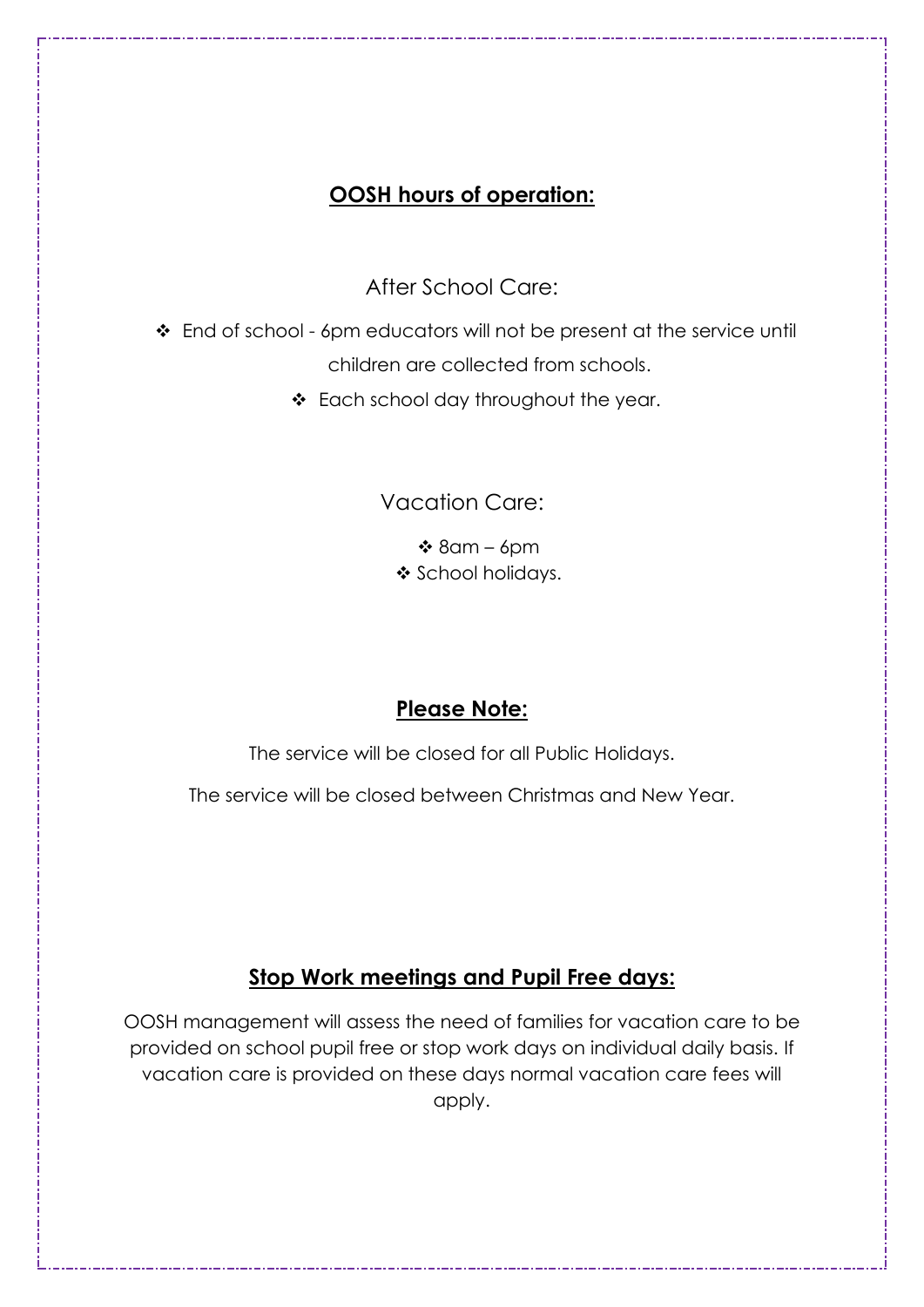## **OOSH hours of operation:**

After School Care:

- End of school - 6pm educators will not be present at the service until children are collected from schools.
- Each school day throughout the year.

Vacation Care:

- 8am – 6pm
- School holidays.

## **Please Note:**

The service will be closed for all Public Holidays.

The service will be closed between Christmas and New Year.

## **Stop Work meetings and Pupil Free days:**

OOSH management will assess the need of families for vacation care to be provided on school pupil free or stop work days on individual daily basis. If vacation care is provided on these days normal vacation care fees will apply.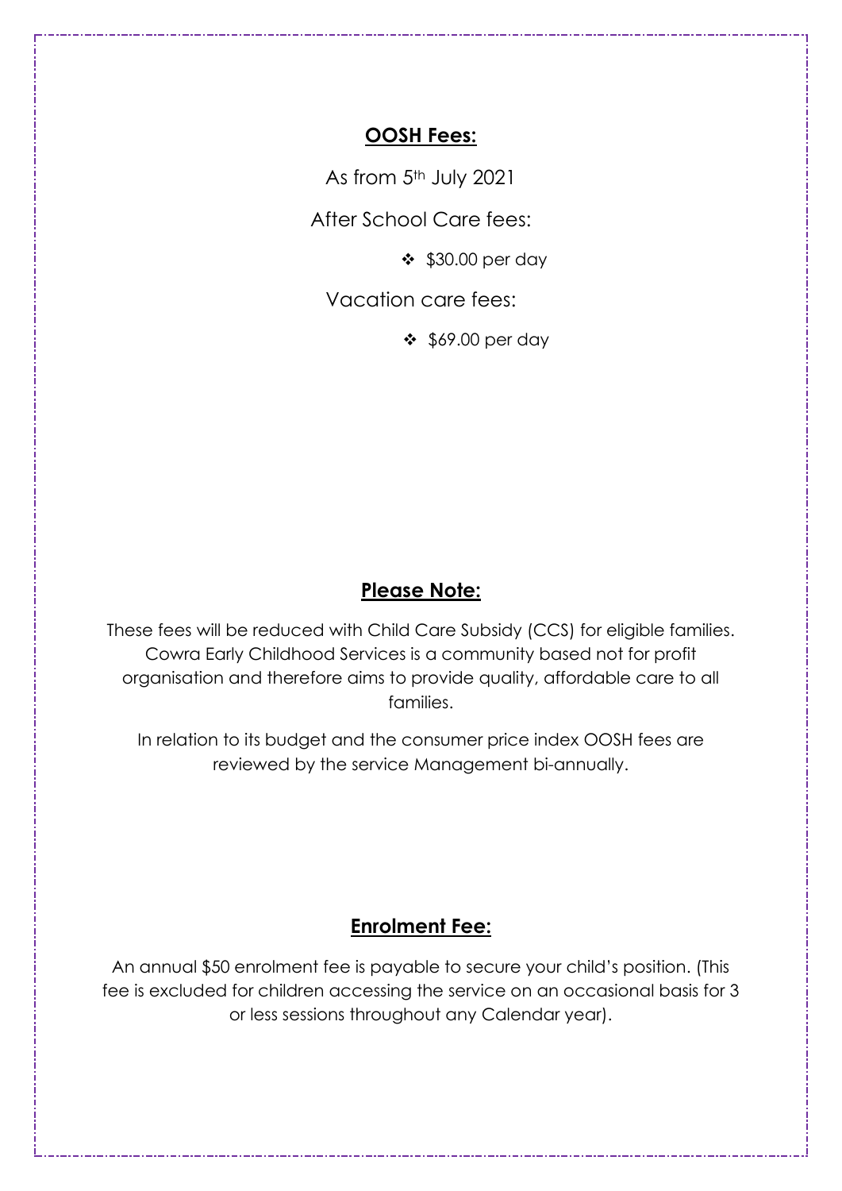## **OOSH Fees:**

As from 5th July 2021

After School Care fees:

- $30.00 per day

Vacation care fees:

- $69.00 per day

## **Please Note:**

These fees will be reduced with Child Care Subsidy (CCS) for eligible families. Cowra Early Childhood Services is a community based not for profit organisation and therefore aims to provide quality, affordable care to all families.

In relation to its budget and the consumer price index OOSH fees are reviewed by the service Management bi-annually.

## **Enrolment Fee:**

An annual $50 enrolment fee is payable to secure your child's position. (This fee is excluded for children accessing the service on an occasional basis for 3 or less sessions throughout any Calendar year).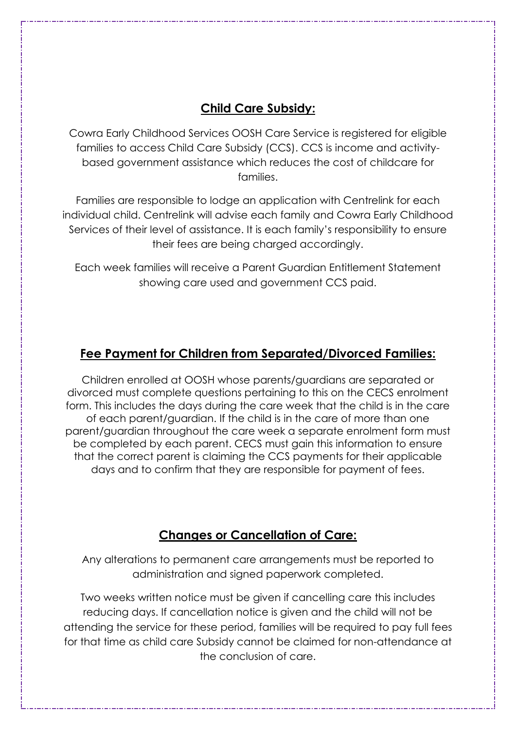## Child Care Subsidy:

Cowra Early Childhood Services OOSH Care Service is registered for eligible families to access Child Care Subsidy (CCS). CCS is income and activity-based government assistance which reduces the cost of childcare for families.

Families are responsible to lodge an application with Centrelink for each individual child. Centrelink will advise each family and Cowra Early Childhood Services of their level of assistance. It is each family's responsibility to ensure their fees are being charged accordingly.

Each week families will receive a Parent Guardian Entitlement Statement showing care used and government CCS paid.

## Fee Payment for Children from Separated/Divorced Families:

Children enrolled at OOSH whose parents/guardians are separated or divorced must complete questions pertaining to this on the CECS enrolment form. This includes the days during the care week that the child is in the care of each parent/guardian. If the child is in the care of more than one parent/guardian throughout the care week a separate enrolment form must be completed by each parent. CECS must gain this information to ensure that the correct parent is claiming the CCS payments for their applicable days and to confirm that they are responsible for payment of fees.

## Changes or Cancellation of Care:

Any alterations to permanent care arrangements must be reported to administration and signed paperwork completed.

Two weeks written notice must be given if cancelling care this includes reducing days. If cancellation notice is given and the child will not be attending the service for these period, families will be required to pay full fees for that time as child care Subsidy cannot be claimed for non-attendance at the conclusion of care.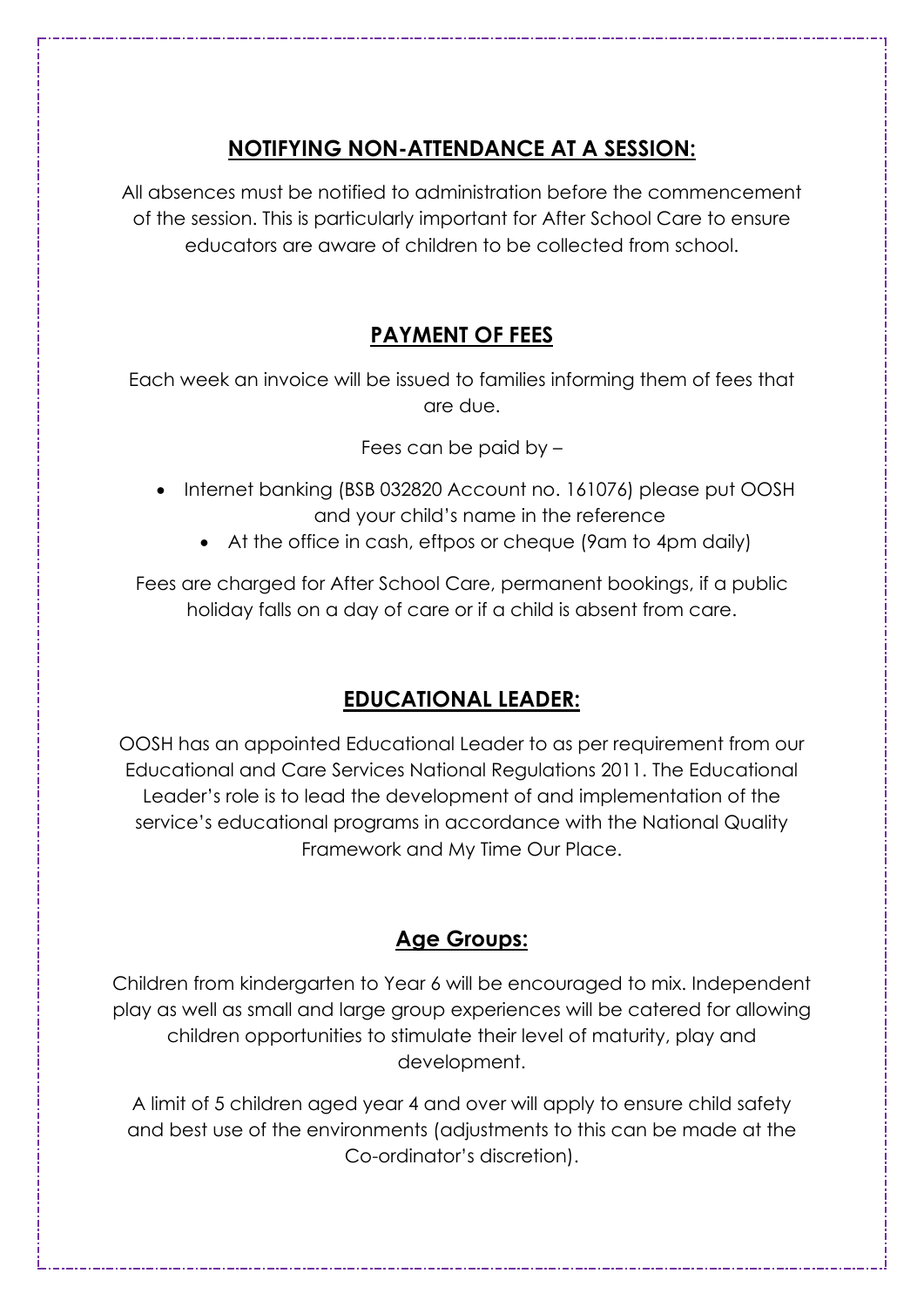## NOTIFYING NON-ATTENDANCE AT A SESSION:

All absences must be notified to administration before the commencement of the session. This is particularly important for After School Care to ensure educators are aware of children to be collected from school.

## PAYMENT OF FEES

Each week an invoice will be issued to families informing them of fees that are due.

Fees can be paid by –

- Internet banking (BSB 032820 Account no. 161076) please put OOSH and your child's name in the reference
- At the office in cash, eftpos or cheque (9am to 4pm daily)

Fees are charged for After School Care, permanent bookings, if a public holiday falls on a day of care or if a child is absent from care.

## EDUCATIONAL LEADER:

OOSH has an appointed Educational Leader to as per requirement from our Educational and Care Services National Regulations 2011. The Educational Leader's role is to lead the development of and implementation of the service's educational programs in accordance with the National Quality Framework and My Time Our Place.

## Age Groups:

Children from kindergarten to Year 6 will be encouraged to mix. Independent play as well as small and large group experiences will be catered for allowing children opportunities to stimulate their level of maturity, play and development.

A limit of 5 children aged year 4 and over will apply to ensure child safety and best use of the environments (adjustments to this can be made at the Co-ordinator's discretion).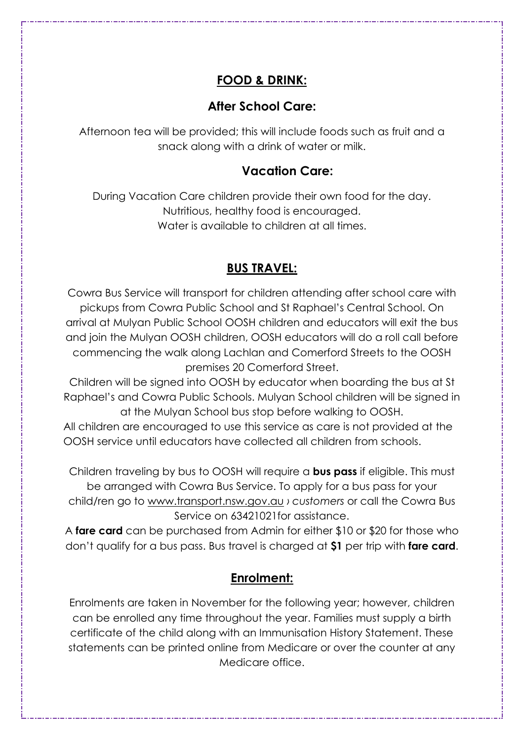## FOOD & DRINK:

### After School Care:

Afternoon tea will be provided; this will include foods such as fruit and a snack along with a drink of water or milk.

### Vacation Care:

During Vacation Care children provide their own food for the day.
Nutritious, healthy food is encouraged.
Water is available to children at all times.

## BUS TRAVEL:

Cowra Bus Service will transport for children attending after school care with pickups from Cowra Public School and St Raphael's Central School. On arrival at Mulyan Public School OOSH children and educators will exit the bus and join the Mulyan OOSH children, OOSH educators will do a roll call before commencing the walk along Lachlan and Comerford Streets to the OOSH premises 20 Comerford Street.

Children will be signed into OOSH by educator when boarding the bus at St Raphael's and Cowra Public Schools. Mulyan School children will be signed in at the Mulyan School bus stop before walking to OOSH.

All children are encouraged to use this service as care is not provided at the OOSH service until educators have collected all children from schools.

Children traveling by bus to OOSH will require a **bus pass** if eligible. This must be arranged with Cowra Bus Service. To apply for a bus pass for your child/ren go to www.transport.nsw.gov.au › *customers* or call the Cowra Bus Service on 63421021for assistance.

A **fare card** can be purchased from Admin for either $10 or $20 for those who don't qualify for a bus pass. Bus travel is charged at **$1** per trip with **fare card**.

## Enrolment:

Enrolments are taken in November for the following year; however, children can be enrolled any time throughout the year. Families must supply a birth certificate of the child along with an Immunisation History Statement. These statements can be printed online from Medicare or over the counter at any Medicare office.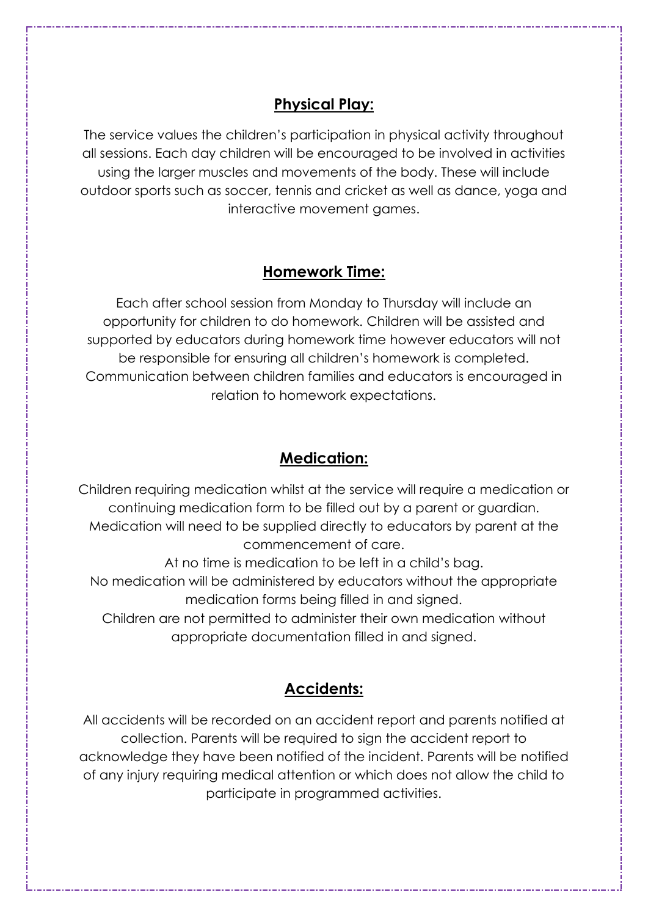## Physical Play:

The service values the children's participation in physical activity throughout all sessions. Each day children will be encouraged to be involved in activities using the larger muscles and movements of the body. These will include outdoor sports such as soccer, tennis and cricket as well as dance, yoga and interactive movement games.

## Homework Time:

Each after school session from Monday to Thursday will include an opportunity for children to do homework. Children will be assisted and supported by educators during homework time however educators will not be responsible for ensuring all children's homework is completed. Communication between children families and educators is encouraged in relation to homework expectations.

## Medication:

Children requiring medication whilst at the service will require a medication or continuing medication form to be filled out by a parent or guardian. Medication will need to be supplied directly to educators by parent at the commencement of care.

At no time is medication to be left in a child's bag.

No medication will be administered by educators without the appropriate medication forms being filled in and signed.

Children are not permitted to administer their own medication without appropriate documentation filled in and signed.

## Accidents:

All accidents will be recorded on an accident report and parents notified at collection. Parents will be required to sign the accident report to acknowledge they have been notified of the incident. Parents will be notified of any injury requiring medical attention or which does not allow the child to participate in programmed activities.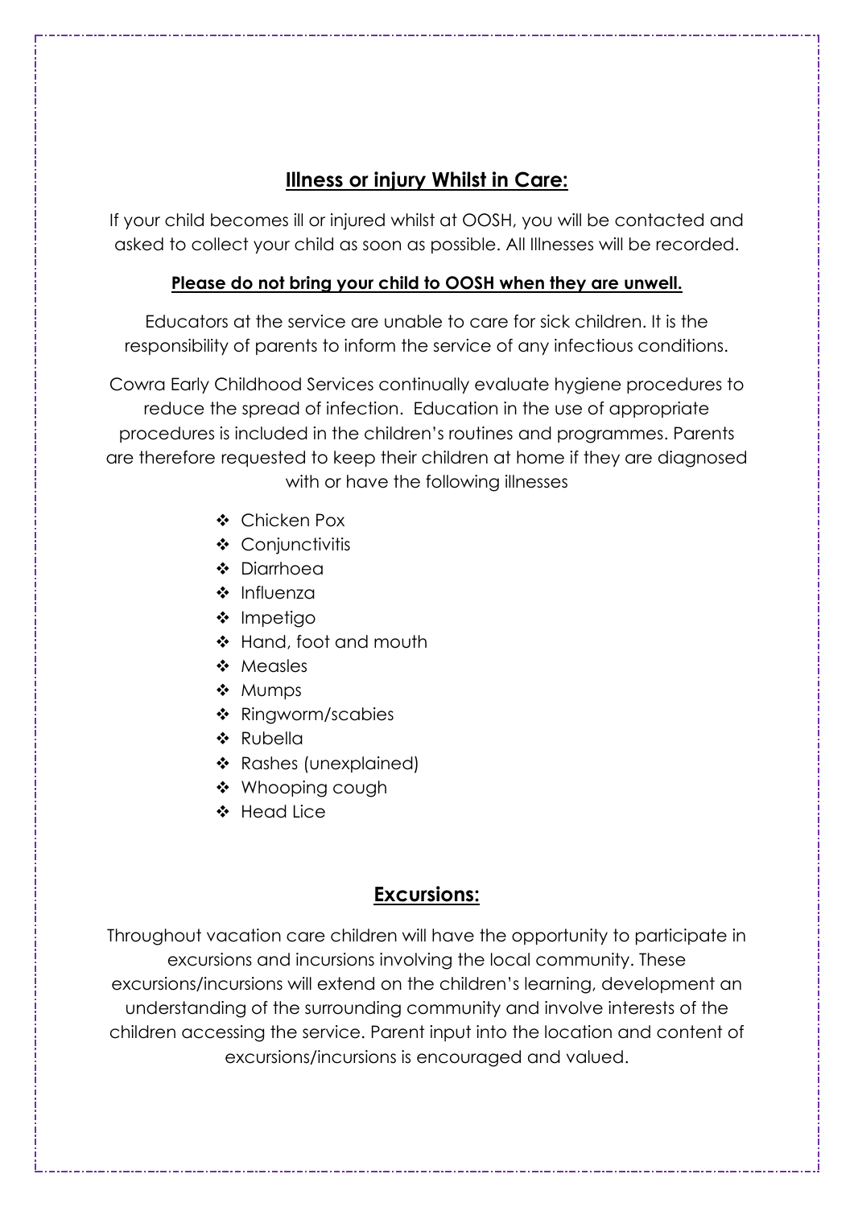## Illness or injury Whilst in Care:

If your child becomes ill or injured whilst at OOSH, you will be contacted and asked to collect your child as soon as possible. All Illnesses will be recorded.

**Please do not bring your child to OOSH when they are unwell.**

Educators at the service are unable to care for sick children. It is the responsibility of parents to inform the service of any infectious conditions.

Cowra Early Childhood Services continually evaluate hygiene procedures to reduce the spread of infection. Education in the use of appropriate procedures is included in the children's routines and programmes. Parents are therefore requested to keep their children at home if they are diagnosed with or have the following illnesses

- Chicken Pox
- Conjunctivitis
- Diarrhoea
- Influenza
- Impetigo
- Hand, foot and mouth
- Measles
- Mumps
- Ringworm/scabies
- Rubella
- Rashes (unexplained)
- Whooping cough
- Head Lice

## Excursions:

Throughout vacation care children will have the opportunity to participate in excursions and incursions involving the local community. These excursions/incursions will extend on the children's learning, development an understanding of the surrounding community and involve interests of the children accessing the service. Parent input into the location and content of excursions/incursions is encouraged and valued.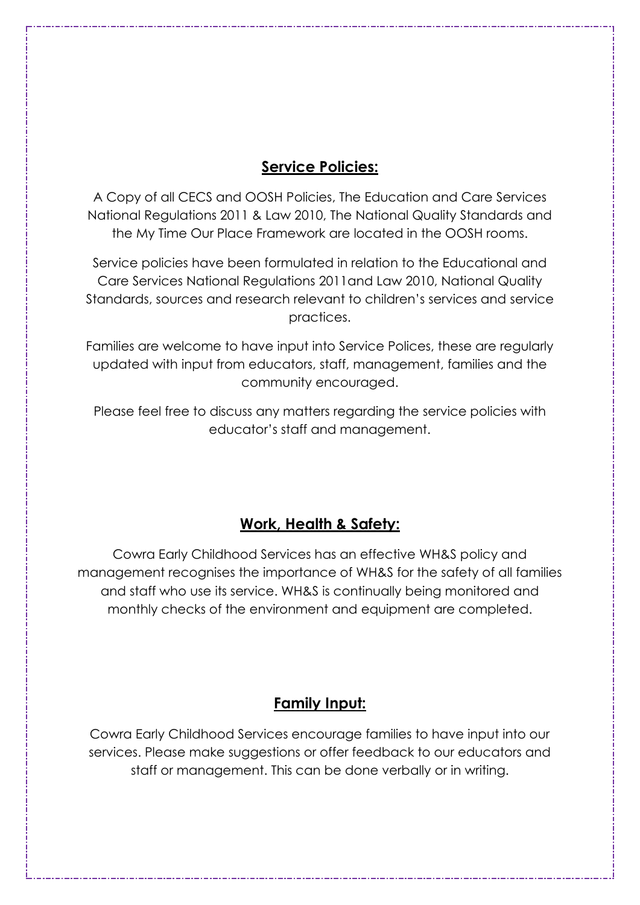## Service Policies:

A Copy of all CECS and OOSH Policies, The Education and Care Services National Regulations 2011 & Law 2010, The National Quality Standards and the My Time Our Place Framework are located in the OOSH rooms.

Service policies have been formulated in relation to the Educational and Care Services National Regulations 2011and Law 2010, National Quality Standards, sources and research relevant to children's services and service practices.

Families are welcome to have input into Service Polices, these are regularly updated with input from educators, staff, management, families and the community encouraged.

Please feel free to discuss any matters regarding the service policies with educator's staff and management.

## Work, Health & Safety:

Cowra Early Childhood Services has an effective WH&S policy and management recognises the importance of WH&S for the safety of all families and staff who use its service. WH&S is continually being monitored and monthly checks of the environment and equipment are completed.

## Family Input:

Cowra Early Childhood Services encourage families to have input into our services. Please make suggestions or offer feedback to our educators and staff or management. This can be done verbally or in writing.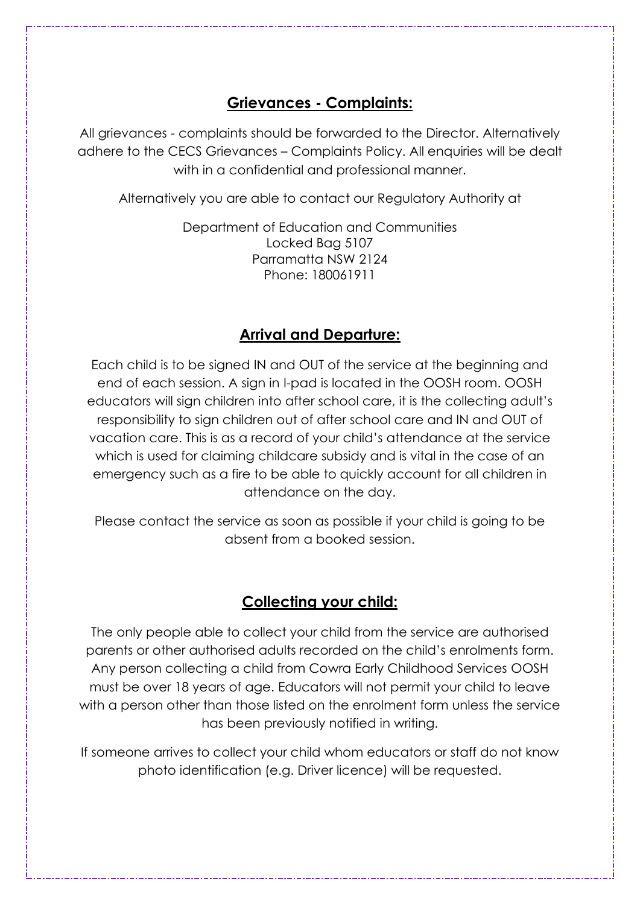## Grievances - Complaints:

All grievances - complaints should be forwarded to the Director. Alternatively adhere to the CECS Grievances – Complaints Policy. All enquiries will be dealt with in a confidential and professional manner.

Alternatively you are able to contact our Regulatory Authority at

Department of Education and Communities
Locked Bag 5107
Parramatta NSW 2124
Phone: 180061911

## Arrival and Departure:

Each child is to be signed IN and OUT of the service at the beginning and end of each session. A sign in I-pad is located in the OOSH room. OOSH educators will sign children into after school care, it is the collecting adult's responsibility to sign children out of after school care and IN and OUT of vacation care. This is as a record of your child's attendance at the service which is used for claiming childcare subsidy and is vital in the case of an emergency such as a fire to be able to quickly account for all children in attendance on the day.

Please contact the service as soon as possible if your child is going to be absent from a booked session.

## Collecting your child:

The only people able to collect your child from the service are authorised parents or other authorised adults recorded on the child's enrolments form. Any person collecting a child from Cowra Early Childhood Services OOSH must be over 18 years of age. Educators will not permit your child to leave with a person other than those listed on the enrolment form unless the service has been previously notified in writing.

If someone arrives to collect your child whom educators or staff do not know photo identification (e.g. Driver licence) will be requested.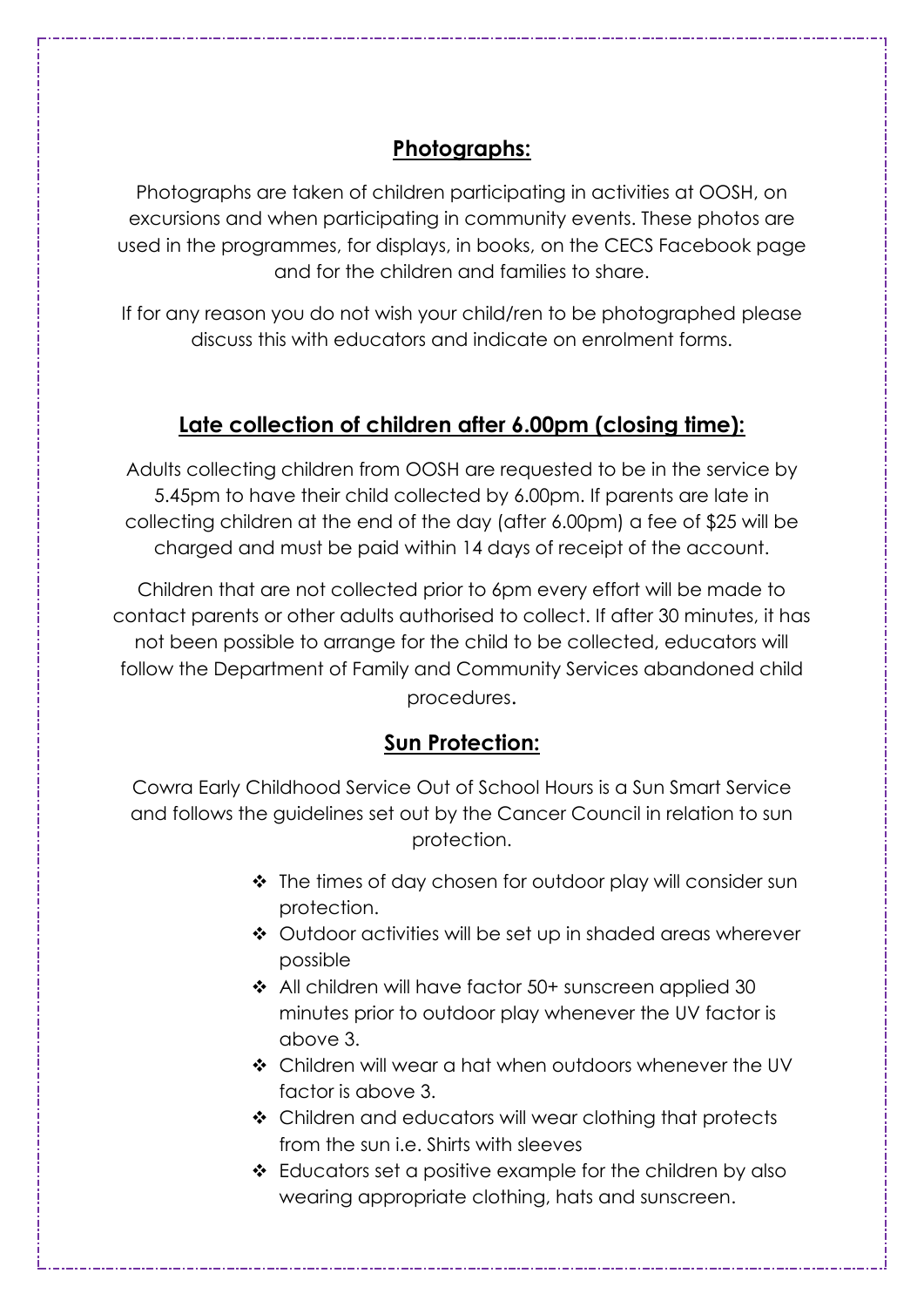## Photographs:

Photographs are taken of children participating in activities at OOSH, on excursions and when participating in community events. These photos are used in the programmes, for displays, in books, on the CECS Facebook page and for the children and families to share.

If for any reason you do not wish your child/ren to be photographed please discuss this with educators and indicate on enrolment forms.

## Late collection of children after 6.00pm (closing time):

Adults collecting children from OOSH are requested to be in the service by 5.45pm to have their child collected by 6.00pm. If parents are late in collecting children at the end of the day (after 6.00pm) a fee of $25 will be charged and must be paid within 14 days of receipt of the account.

Children that are not collected prior to 6pm every effort will be made to contact parents or other adults authorised to collect. If after 30 minutes, it has not been possible to arrange for the child to be collected, educators will follow the Department of Family and Community Services abandoned child procedures.

## Sun Protection:

Cowra Early Childhood Service Out of School Hours is a Sun Smart Service and follows the guidelines set out by the Cancer Council in relation to sun protection.

- The times of day chosen for outdoor play will consider sun protection.
- Outdoor activities will be set up in shaded areas wherever possible
- All children will have factor 50+ sunscreen applied 30 minutes prior to outdoor play whenever the UV factor is above 3.
- Children will wear a hat when outdoors whenever the UV factor is above 3.
- Children and educators will wear clothing that protects from the sun i.e. Shirts with sleeves
- Educators set a positive example for the children by also wearing appropriate clothing, hats and sunscreen.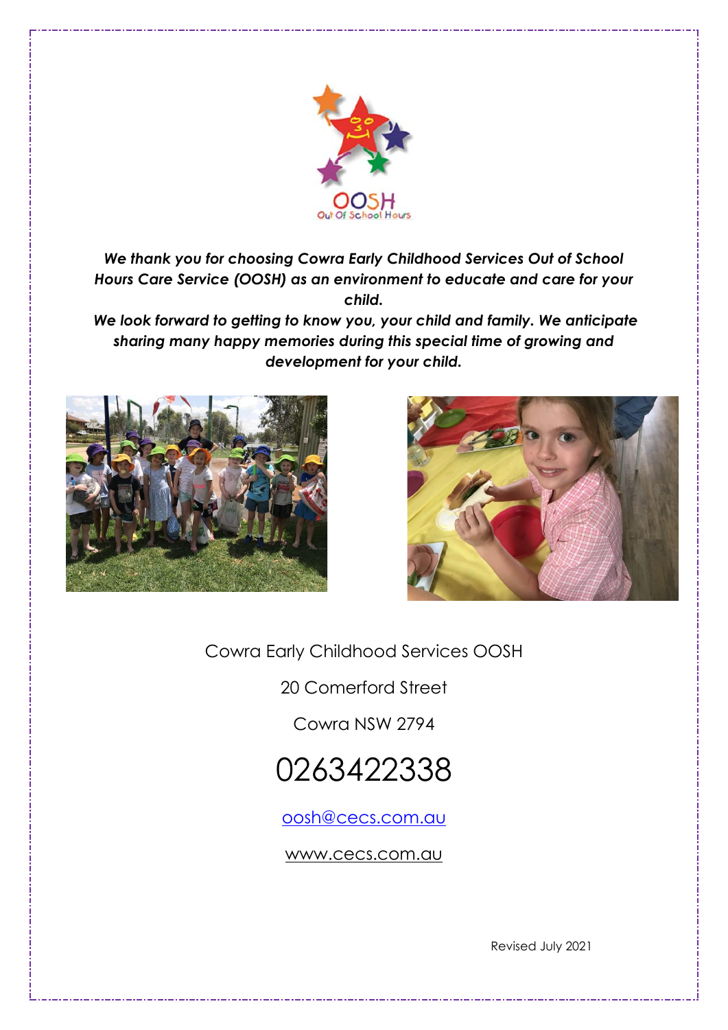OOSH

Out Of School Hours

***We thank you for choosing Cowra Early Childhood Services Out of School Hours Care Service (OOSH) as an environment to educate and care for your child.***

***We look forward to getting to know you, your child and family. We anticipate sharing many happy memories during this special time of growing and development for your child.***

Cowra Early Childhood Services OOSH

20 Comerford Street

Cowra NSW 2794

0263422338

oosh@cecs.com.au

www.cecs.com.au

Revised July 2021